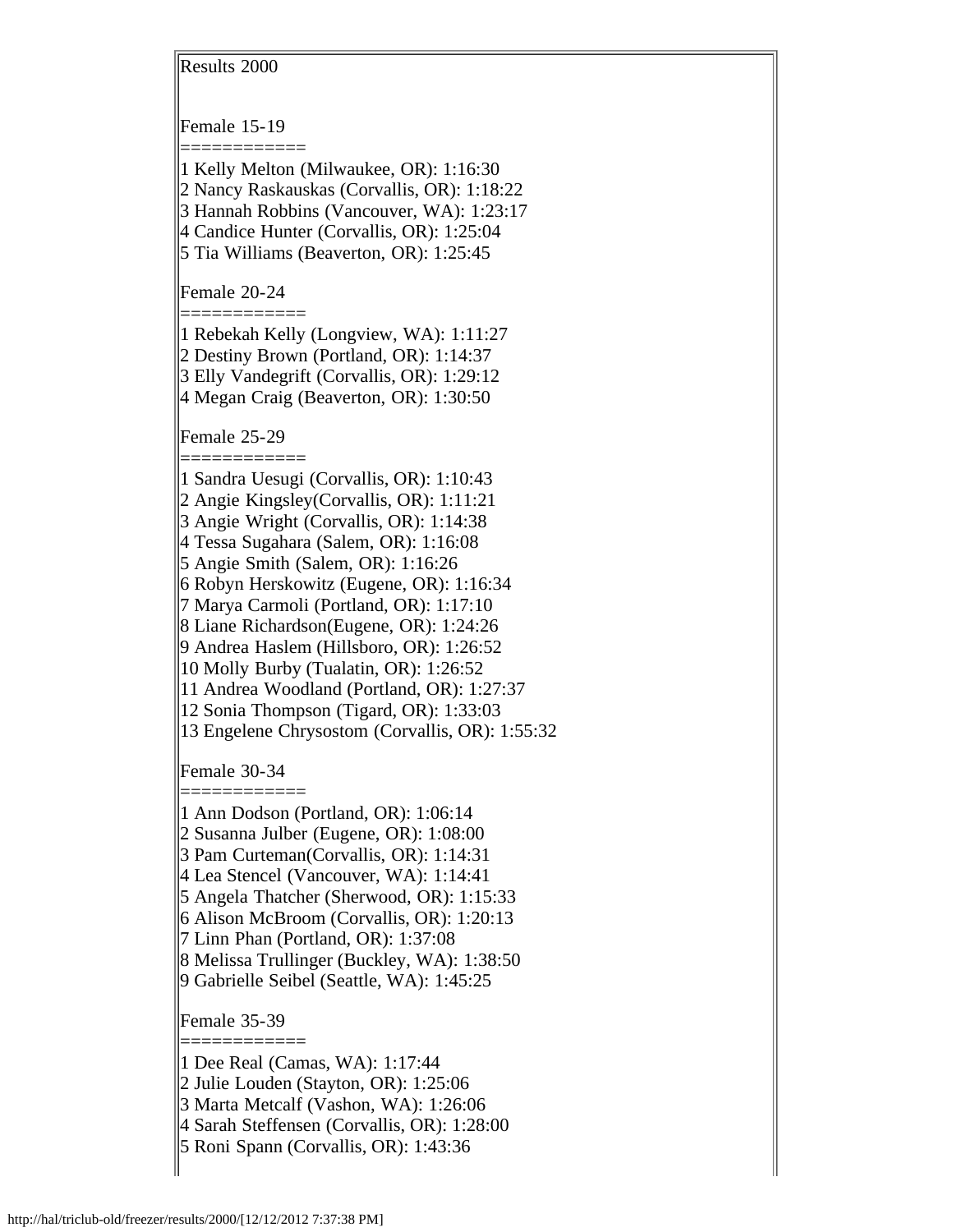Results 2000

Female 15-19
============
1 Kelly Melton (Milwaukee, OR): 1:16:30
2 Nancy Raskauskas (Corvallis, OR): 1:18:22
3 Hannah Robbins (Vancouver, WA): 1:23:17
4 Candice Hunter (Corvallis, OR): 1:25:04
5 Tia Williams (Beaverton, OR): 1:25:45

Female 20-24
============
1 Rebekah Kelly (Longview, WA): 1:11:27
2 Destiny Brown (Portland, OR): 1:14:37
3 Elly Vandegrift (Corvallis, OR): 1:29:12
4 Megan Craig (Beaverton, OR): 1:30:50

Female 25-29
============
1 Sandra Uesugi (Corvallis, OR): 1:10:43
2 Angie Kingsley(Corvallis, OR): 1:11:21
3 Angie Wright (Corvallis, OR): 1:14:38
4 Tessa Sugahara (Salem, OR): 1:16:08
5 Angie Smith (Salem, OR): 1:16:26
6 Robyn Herskowitz (Eugene, OR): 1:16:34
7 Marya Carmoli (Portland, OR): 1:17:10
8 Liane Richardson(Eugene, OR): 1:24:26
9 Andrea Haslem (Hillsboro, OR): 1:26:52
10 Molly Burby (Tualatin, OR): 1:26:52
11 Andrea Woodland (Portland, OR): 1:27:37
12 Sonia Thompson (Tigard, OR): 1:33:03
13 Engelene Chrysostom (Corvallis, OR): 1:55:32

Female 30-34
============
1 Ann Dodson (Portland, OR): 1:06:14
2 Susanna Julber (Eugene, OR): 1:08:00
3 Pam Curteman(Corvallis, OR): 1:14:31
4 Lea Stencel (Vancouver, WA): 1:14:41
5 Angela Thatcher (Sherwood, OR): 1:15:33
6 Alison McBroom (Corvallis, OR): 1:20:13
7 Linn Phan (Portland, OR): 1:37:08
8 Melissa Trullinger (Buckley, WA): 1:38:50
9 Gabrielle Seibel (Seattle, WA): 1:45:25

Female 35-39
============
1 Dee Real (Camas, WA): 1:17:44
2 Julie Louden (Stayton, OR): 1:25:06
3 Marta Metcalf (Vashon, WA): 1:26:06
4 Sarah Steffensen (Corvallis, OR): 1:28:00
5 Roni Spann (Corvallis, OR): 1:43:36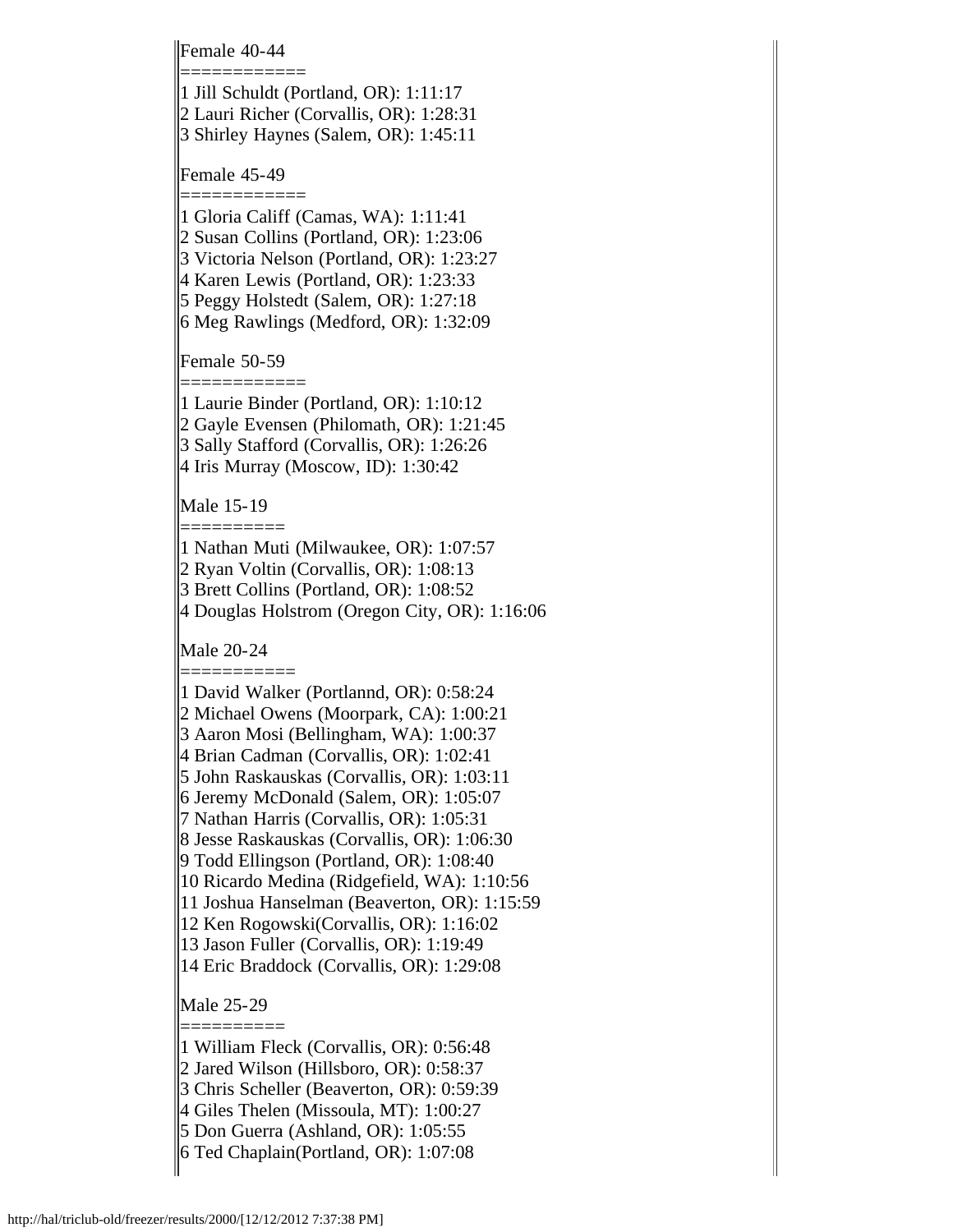Female 40-44
============
1 Jill Schuldt (Portland, OR): 1:11:17
2 Lauri Richer (Corvallis, OR): 1:28:31
3 Shirley Haynes (Salem, OR): 1:45:11

Female 45-49
============
1 Gloria Califf (Camas, WA): 1:11:41
2 Susan Collins (Portland, OR): 1:23:06
3 Victoria Nelson (Portland, OR): 1:23:27
4 Karen Lewis (Portland, OR): 1:23:33
5 Peggy Holstedt (Salem, OR): 1:27:18
6 Meg Rawlings (Medford, OR): 1:32:09

Female 50-59
============
1 Laurie Binder (Portland, OR): 1:10:12
2 Gayle Evensen (Philomath, OR): 1:21:45
3 Sally Stafford (Corvallis, OR): 1:26:26
4 Iris Murray (Moscow, ID): 1:30:42

Male 15-19
==========
1 Nathan Muti (Milwaukee, OR): 1:07:57
2 Ryan Voltin (Corvallis, OR): 1:08:13
3 Brett Collins (Portland, OR): 1:08:52
4 Douglas Holstrom (Oregon City, OR): 1:16:06

Male 20-24
===========
1 David Walker (Portlannd, OR): 0:58:24
2 Michael Owens (Moorpark, CA): 1:00:21
3 Aaron Mosi (Bellingham, WA): 1:00:37
4 Brian Cadman (Corvallis, OR): 1:02:41
5 John Raskauskas (Corvallis, OR): 1:03:11
6 Jeremy McDonald (Salem, OR): 1:05:07
7 Nathan Harris (Corvallis, OR): 1:05:31
8 Jesse Raskauskas (Corvallis, OR): 1:06:30
9 Todd Ellingson (Portland, OR): 1:08:40
10 Ricardo Medina (Ridgefield, WA): 1:10:56
11 Joshua Hanselman (Beaverton, OR): 1:15:59
12 Ken Rogowski(Corvallis, OR): 1:16:02
13 Jason Fuller (Corvallis, OR): 1:19:49
14 Eric Braddock (Corvallis, OR): 1:29:08

Male 25-29
==========
1 William Fleck (Corvallis, OR): 0:56:48
2 Jared Wilson (Hillsboro, OR): 0:58:37
3 Chris Scheller (Beaverton, OR): 0:59:39
4 Giles Thelen (Missoula, MT): 1:00:27
5 Don Guerra (Ashland, OR): 1:05:55
6 Ted Chaplain(Portland, OR): 1:07:08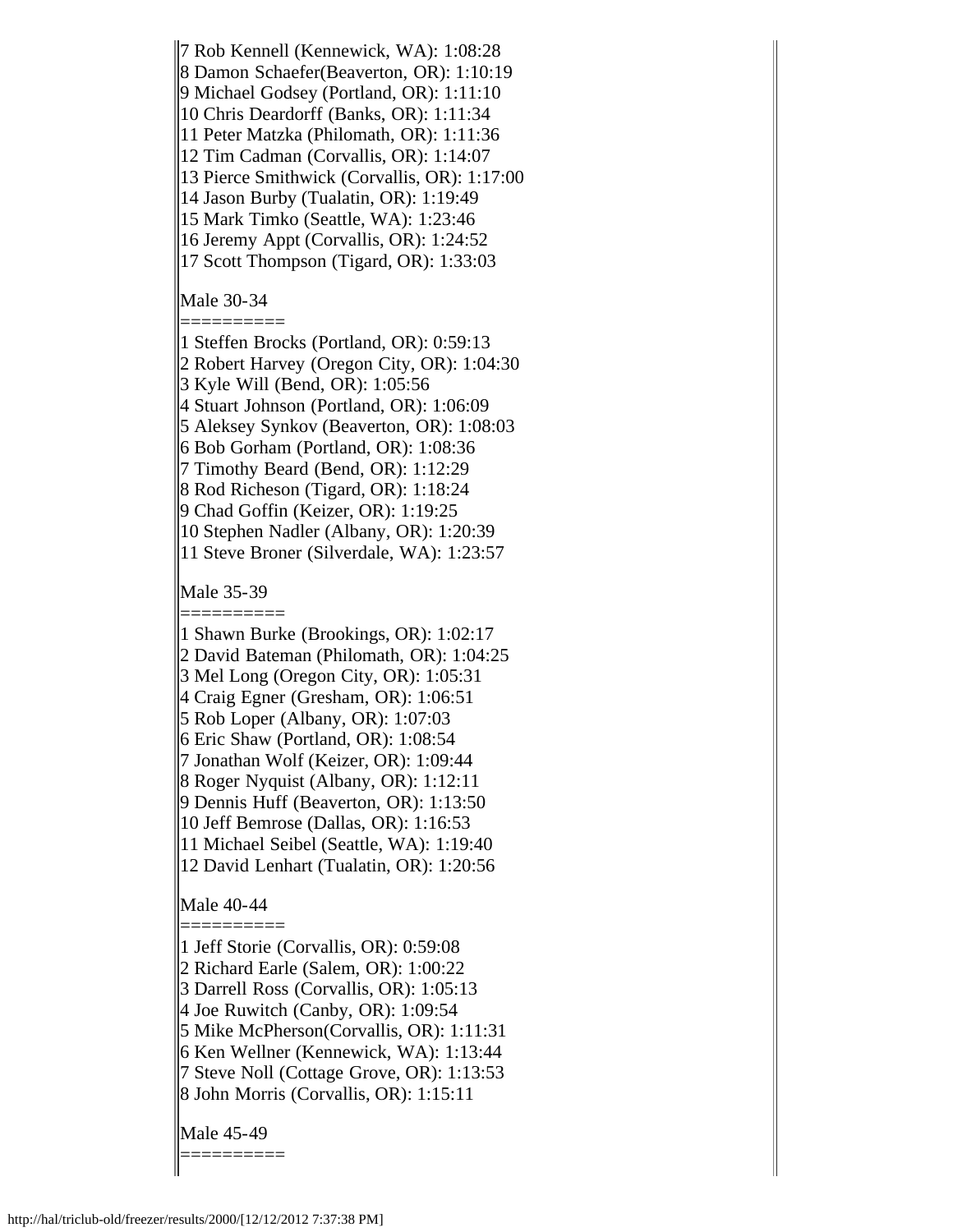7 Rob Kennell (Kennewick, WA): 1:08:28
8 Damon Schaefer(Beaverton, OR): 1:10:19
9 Michael Godsey (Portland, OR): 1:11:10
10 Chris Deardorff (Banks, OR): 1:11:34
11 Peter Matzka (Philomath, OR): 1:11:36
12 Tim Cadman (Corvallis, OR): 1:14:07
13 Pierce Smithwick (Corvallis, OR): 1:17:00
14 Jason Burby (Tualatin, OR): 1:19:49
15 Mark Timko (Seattle, WA): 1:23:46
16 Jeremy Appt (Corvallis, OR): 1:24:52
17 Scott Thompson (Tigard, OR): 1:33:03

Male 30-34
==========
1 Steffen Brocks (Portland, OR): 0:59:13
2 Robert Harvey (Oregon City, OR): 1:04:30
3 Kyle Will (Bend, OR): 1:05:56
4 Stuart Johnson (Portland, OR): 1:06:09
5 Aleksey Synkov (Beaverton, OR): 1:08:03
6 Bob Gorham (Portland, OR): 1:08:36
7 Timothy Beard (Bend, OR): 1:12:29
8 Rod Richeson (Tigard, OR): 1:18:24
9 Chad Goffin (Keizer, OR): 1:19:25
10 Stephen Nadler (Albany, OR): 1:20:39
11 Steve Broner (Silverdale, WA): 1:23:57

Male 35-39
==========
1 Shawn Burke (Brookings, OR): 1:02:17
2 David Bateman (Philomath, OR): 1:04:25
3 Mel Long (Oregon City, OR): 1:05:31
4 Craig Egner (Gresham, OR): 1:06:51
5 Rob Loper (Albany, OR): 1:07:03
6 Eric Shaw (Portland, OR): 1:08:54
7 Jonathan Wolf (Keizer, OR): 1:09:44
8 Roger Nyquist (Albany, OR): 1:12:11
9 Dennis Huff (Beaverton, OR): 1:13:50
10 Jeff Bemrose (Dallas, OR): 1:16:53
11 Michael Seibel (Seattle, WA): 1:19:40
12 David Lenhart (Tualatin, OR): 1:20:56

Male 40-44
==========
1 Jeff Storie (Corvallis, OR): 0:59:08
2 Richard Earle (Salem, OR): 1:00:22
3 Darrell Ross (Corvallis, OR): 1:05:13
4 Joe Ruwitch (Canby, OR): 1:09:54
5 Mike McPherson(Corvallis, OR): 1:11:31
6 Ken Wellner (Kennewick, WA): 1:13:44
7 Steve Noll (Cottage Grove, OR): 1:13:53
8 John Morris (Corvallis, OR): 1:15:11

Male 45-49
==========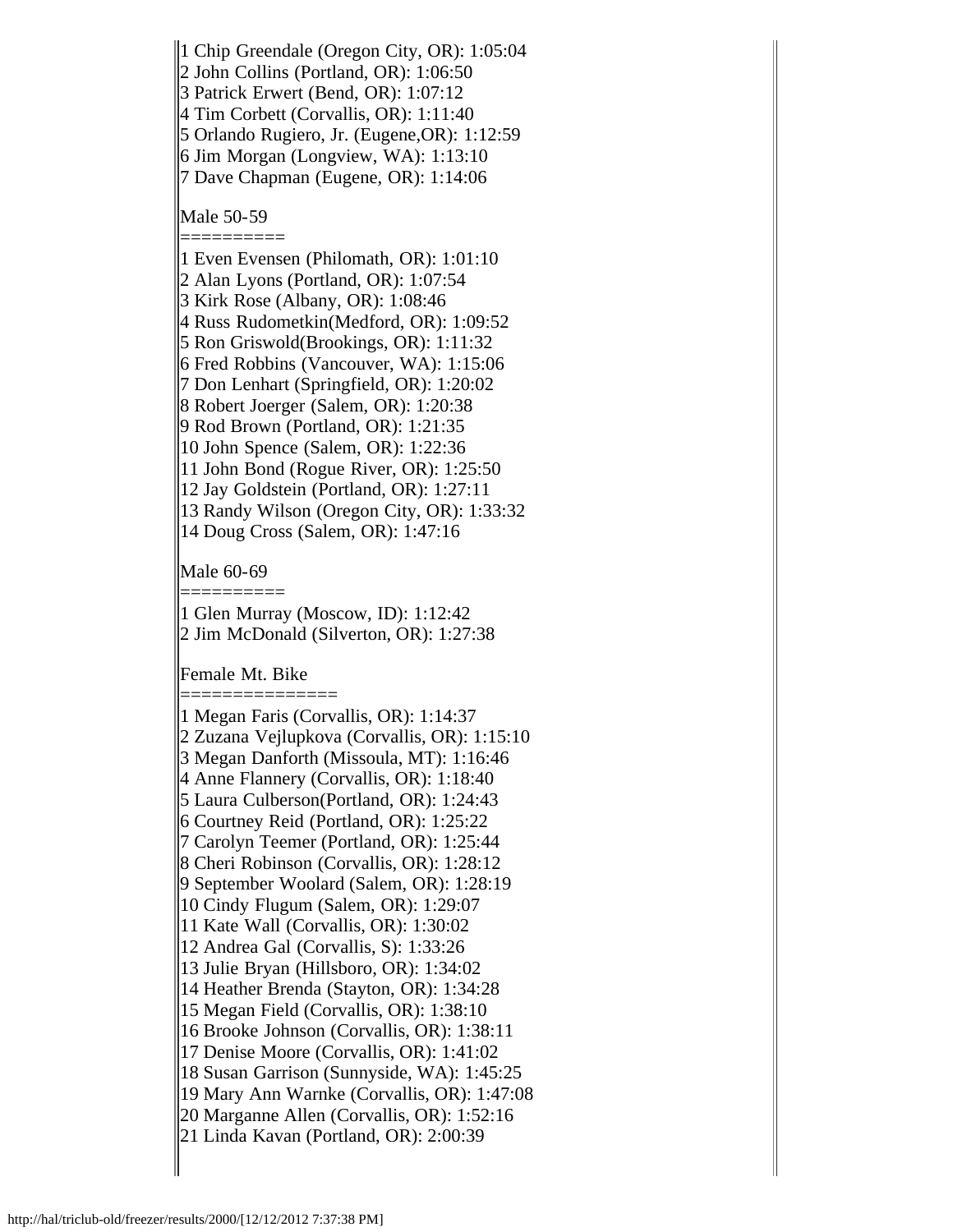1 Chip Greendale (Oregon City, OR): 1:05:04
2 John Collins (Portland, OR): 1:06:50
3 Patrick Erwert (Bend, OR): 1:07:12
4 Tim Corbett (Corvallis, OR): 1:11:40
5 Orlando Rugiero, Jr. (Eugene,OR): 1:12:59
6 Jim Morgan (Longview, WA): 1:13:10
7 Dave Chapman (Eugene, OR): 1:14:06

Male 50-59
==========
1 Even Evensen (Philomath, OR): 1:01:10
2 Alan Lyons (Portland, OR): 1:07:54
3 Kirk Rose (Albany, OR): 1:08:46
4 Russ Rudometkin(Medford, OR): 1:09:52
5 Ron Griswold(Brookings, OR): 1:11:32
6 Fred Robbins (Vancouver, WA): 1:15:06
7 Don Lenhart (Springfield, OR): 1:20:02
8 Robert Joerger (Salem, OR): 1:20:38
9 Rod Brown (Portland, OR): 1:21:35
10 John Spence (Salem, OR): 1:22:36
11 John Bond (Rogue River, OR): 1:25:50
12 Jay Goldstein (Portland, OR): 1:27:11
13 Randy Wilson (Oregon City, OR): 1:33:32
14 Doug Cross (Salem, OR): 1:47:16

Male 60-69
==========
1 Glen Murray (Moscow, ID): 1:12:42
2 Jim McDonald (Silverton, OR): 1:27:38

Female Mt. Bike
===============
1 Megan Faris (Corvallis, OR): 1:14:37
2 Zuzana Vejlupkova (Corvallis, OR): 1:15:10
3 Megan Danforth (Missoula, MT): 1:16:46
4 Anne Flannery (Corvallis, OR): 1:18:40
5 Laura Culberson(Portland, OR): 1:24:43
6 Courtney Reid (Portland, OR): 1:25:22
7 Carolyn Teemer (Portland, OR): 1:25:44
8 Cheri Robinson (Corvallis, OR): 1:28:12
9 September Woolard (Salem, OR): 1:28:19
10 Cindy Flugum (Salem, OR): 1:29:07
11 Kate Wall (Corvallis, OR): 1:30:02
12 Andrea Gal (Corvallis, S): 1:33:26
13 Julie Bryan (Hillsboro, OR): 1:34:02
14 Heather Brenda (Stayton, OR): 1:34:28
15 Megan Field (Corvallis, OR): 1:38:10
16 Brooke Johnson (Corvallis, OR): 1:38:11
17 Denise Moore (Corvallis, OR): 1:41:02
18 Susan Garrison (Sunnyside, WA): 1:45:25
19 Mary Ann Warnke (Corvallis, OR): 1:47:08
20 Marganne Allen (Corvallis, OR): 1:52:16
21 Linda Kavan (Portland, OR): 2:00:39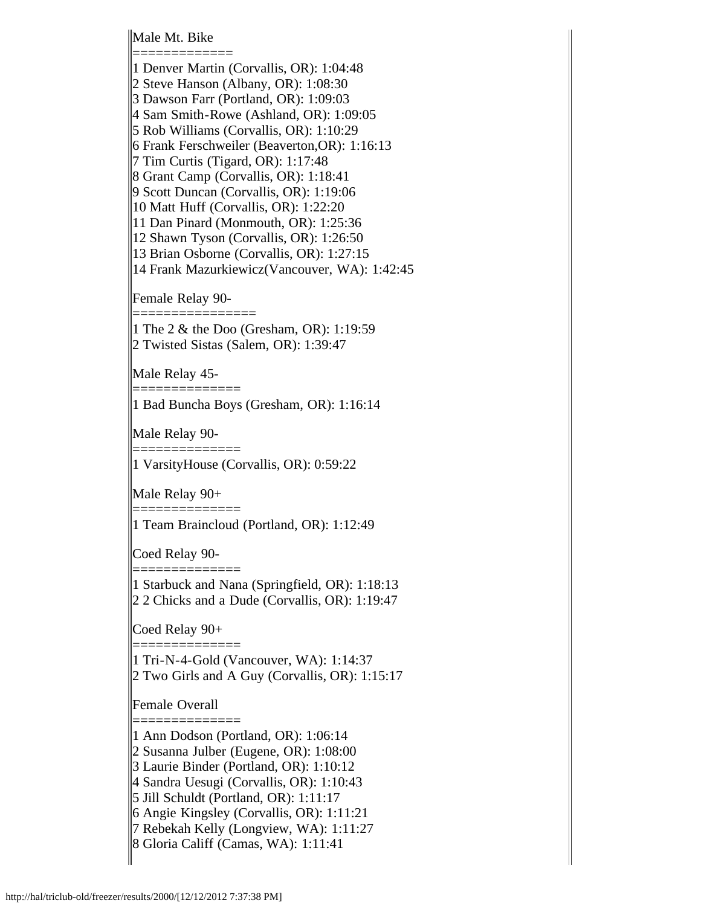Male Mt. Bike
=============
1 Denver Martin (Corvallis, OR): 1:04:48
2 Steve Hanson (Albany, OR): 1:08:30
3 Dawson Farr (Portland, OR): 1:09:03
4 Sam Smith-Rowe (Ashland, OR): 1:09:05
5 Rob Williams (Corvallis, OR): 1:10:29
6 Frank Ferschweiler (Beaverton,OR): 1:16:13
7 Tim Curtis (Tigard, OR): 1:17:48
8 Grant Camp (Corvallis, OR): 1:18:41
9 Scott Duncan (Corvallis, OR): 1:19:06
10 Matt Huff (Corvallis, OR): 1:22:20
11 Dan Pinard (Monmouth, OR): 1:25:36
12 Shawn Tyson (Corvallis, OR): 1:26:50
13 Brian Osborne (Corvallis, OR): 1:27:15
14 Frank Mazurkiewicz(Vancouver, WA): 1:42:45

Female Relay 90-
================
1 The 2 & the Doo (Gresham, OR): 1:19:59
2 Twisted Sistas (Salem, OR): 1:39:47

Male Relay 45-
==============
1 Bad Buncha Boys (Gresham, OR): 1:16:14

Male Relay 90-
==============
1 VarsityHouse (Corvallis, OR): 0:59:22

Male Relay 90+
==============
1 Team Braincloud (Portland, OR): 1:12:49

Coed Relay 90-
==============
1 Starbuck and Nana (Springfield, OR): 1:18:13
2 2 Chicks and a Dude (Corvallis, OR): 1:19:47

Coed Relay 90+
==============
1 Tri-N-4-Gold (Vancouver, WA): 1:14:37
2 Two Girls and A Guy (Corvallis, OR): 1:15:17

Female Overall
==============
1 Ann Dodson (Portland, OR): 1:06:14
2 Susanna Julber (Eugene, OR): 1:08:00
3 Laurie Binder (Portland, OR): 1:10:12
4 Sandra Uesugi (Corvallis, OR): 1:10:43
5 Jill Schuldt (Portland, OR): 1:11:17
6 Angie Kingsley (Corvallis, OR): 1:11:21
7 Rebekah Kelly (Longview, WA): 1:11:27
8 Gloria Califf (Camas, WA): 1:11:41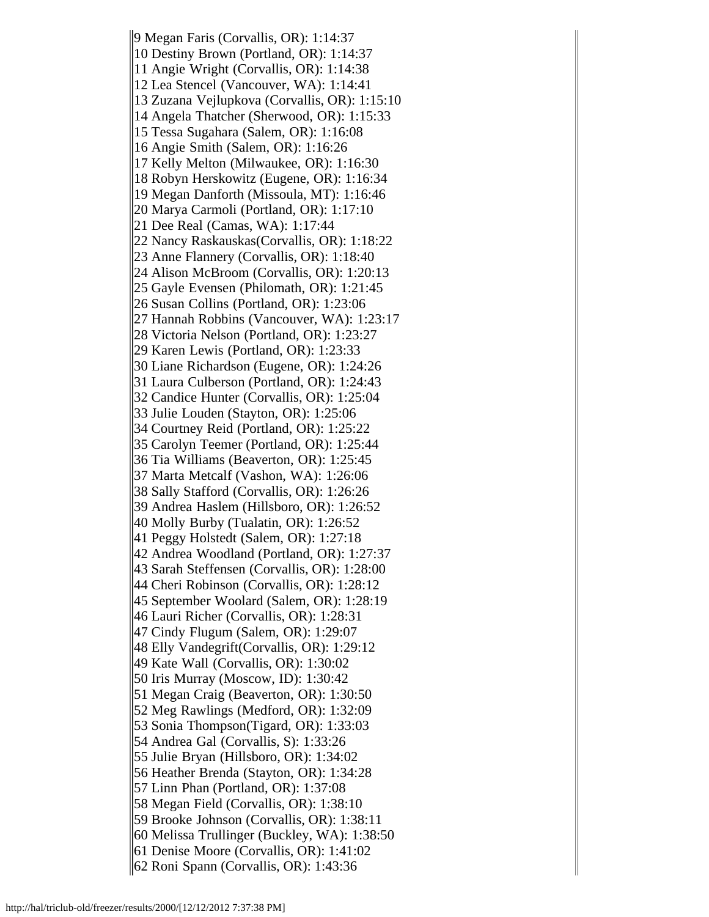9 Megan Faris (Corvallis, OR): 1:14:37
10 Destiny Brown (Portland, OR): 1:14:37
11 Angie Wright (Corvallis, OR): 1:14:38
12 Lea Stencel (Vancouver, WA): 1:14:41
13 Zuzana Vejlupkova (Corvallis, OR): 1:15:10
14 Angela Thatcher (Sherwood, OR): 1:15:33
15 Tessa Sugahara (Salem, OR): 1:16:08
16 Angie Smith (Salem, OR): 1:16:26
17 Kelly Melton (Milwaukee, OR): 1:16:30
18 Robyn Herskowitz (Eugene, OR): 1:16:34
19 Megan Danforth (Missoula, MT): 1:16:46
20 Marya Carmoli (Portland, OR): 1:17:10
21 Dee Real (Camas, WA): 1:17:44
22 Nancy Raskauskas(Corvallis, OR): 1:18:22
23 Anne Flannery (Corvallis, OR): 1:18:40
24 Alison McBroom (Corvallis, OR): 1:20:13
25 Gayle Evensen (Philomath, OR): 1:21:45
26 Susan Collins (Portland, OR): 1:23:06
27 Hannah Robbins (Vancouver, WA): 1:23:17
28 Victoria Nelson (Portland, OR): 1:23:27
29 Karen Lewis (Portland, OR): 1:23:33
30 Liane Richardson (Eugene, OR): 1:24:26
31 Laura Culberson (Portland, OR): 1:24:43
32 Candice Hunter (Corvallis, OR): 1:25:04
33 Julie Louden (Stayton, OR): 1:25:06
34 Courtney Reid (Portland, OR): 1:25:22
35 Carolyn Teemer (Portland, OR): 1:25:44
36 Tia Williams (Beaverton, OR): 1:25:45
37 Marta Metcalf (Vashon, WA): 1:26:06
38 Sally Stafford (Corvallis, OR): 1:26:26
39 Andrea Haslem (Hillsboro, OR): 1:26:52
40 Molly Burby (Tualatin, OR): 1:26:52
41 Peggy Holstedt (Salem, OR): 1:27:18
42 Andrea Woodland (Portland, OR): 1:27:37
43 Sarah Steffensen (Corvallis, OR): 1:28:00
44 Cheri Robinson (Corvallis, OR): 1:28:12
45 September Woolard (Salem, OR): 1:28:19
46 Lauri Richer (Corvallis, OR): 1:28:31
47 Cindy Flugum (Salem, OR): 1:29:07
48 Elly Vandegrift(Corvallis, OR): 1:29:12
49 Kate Wall (Corvallis, OR): 1:30:02
50 Iris Murray (Moscow, ID): 1:30:42
51 Megan Craig (Beaverton, OR): 1:30:50
52 Meg Rawlings (Medford, OR): 1:32:09
53 Sonia Thompson(Tigard, OR): 1:33:03
54 Andrea Gal (Corvallis, S): 1:33:26
55 Julie Bryan (Hillsboro, OR): 1:34:02
56 Heather Brenda (Stayton, OR): 1:34:28
57 Linn Phan (Portland, OR): 1:37:08
58 Megan Field (Corvallis, OR): 1:38:10
59 Brooke Johnson (Corvallis, OR): 1:38:11
60 Melissa Trullinger (Buckley, WA): 1:38:50
61 Denise Moore (Corvallis, OR): 1:41:02
62 Roni Spann (Corvallis, OR): 1:43:36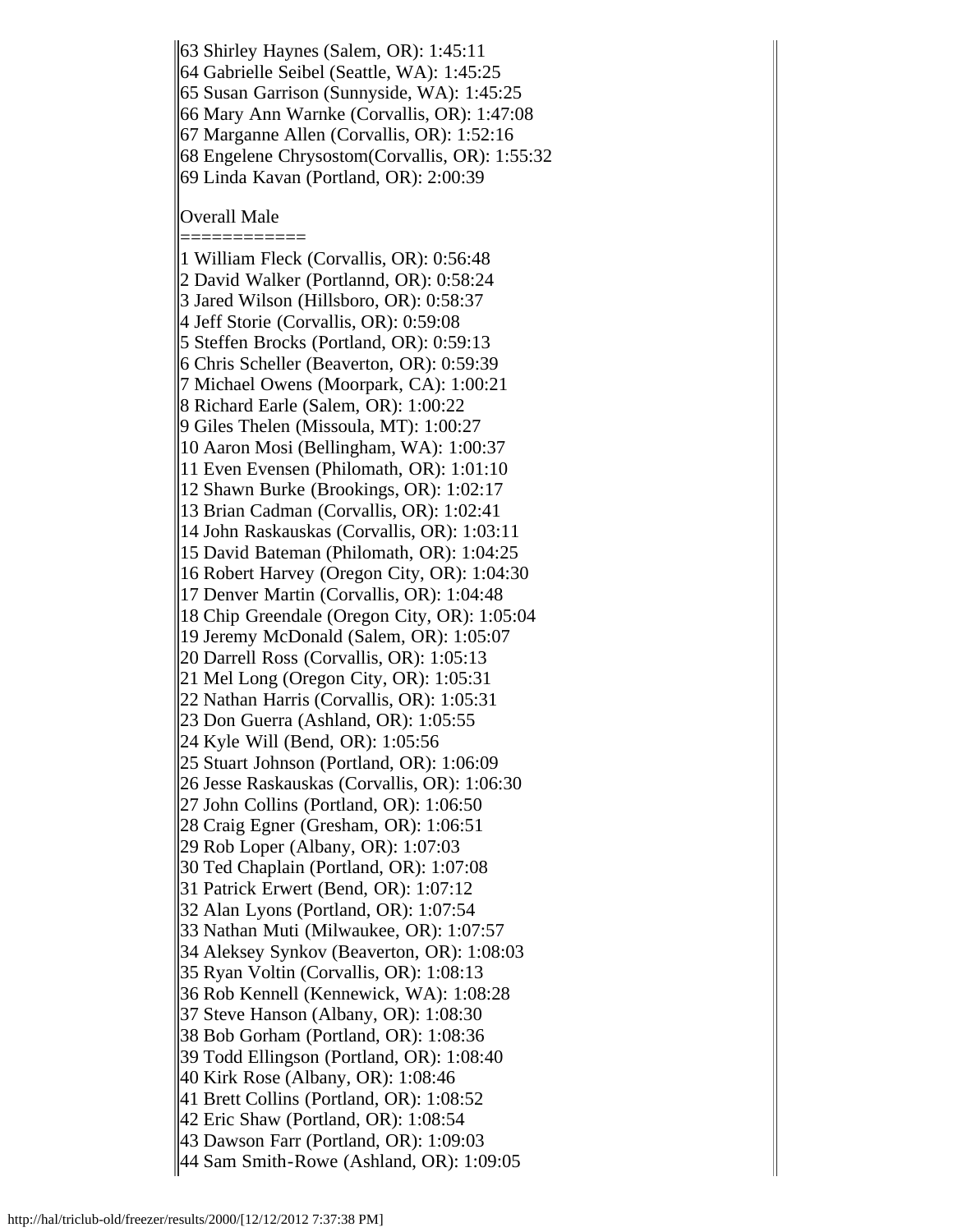63 Shirley Haynes (Salem, OR): 1:45:11
64 Gabrielle Seibel (Seattle, WA): 1:45:25
65 Susan Garrison (Sunnyside, WA): 1:45:25
66 Mary Ann Warnke (Corvallis, OR): 1:47:08
67 Marganne Allen (Corvallis, OR): 1:52:16
68 Engelene Chrysostom(Corvallis, OR): 1:55:32
69 Linda Kavan (Portland, OR): 2:00:39

Overall Male
============
1 William Fleck (Corvallis, OR): 0:56:48
2 David Walker (Portlannd, OR): 0:58:24
3 Jared Wilson (Hillsboro, OR): 0:58:37
4 Jeff Storie (Corvallis, OR): 0:59:08
5 Steffen Brocks (Portland, OR): 0:59:13
6 Chris Scheller (Beaverton, OR): 0:59:39
7 Michael Owens (Moorpark, CA): 1:00:21
8 Richard Earle (Salem, OR): 1:00:22
9 Giles Thelen (Missoula, MT): 1:00:27
10 Aaron Mosi (Bellingham, WA): 1:00:37
11 Even Evensen (Philomath, OR): 1:01:10
12 Shawn Burke (Brookings, OR): 1:02:17
13 Brian Cadman (Corvallis, OR): 1:02:41
14 John Raskauskas (Corvallis, OR): 1:03:11
15 David Bateman (Philomath, OR): 1:04:25
16 Robert Harvey (Oregon City, OR): 1:04:30
17 Denver Martin (Corvallis, OR): 1:04:48
18 Chip Greendale (Oregon City, OR): 1:05:04
19 Jeremy McDonald (Salem, OR): 1:05:07
20 Darrell Ross (Corvallis, OR): 1:05:13
21 Mel Long (Oregon City, OR): 1:05:31
22 Nathan Harris (Corvallis, OR): 1:05:31
23 Don Guerra (Ashland, OR): 1:05:55
24 Kyle Will (Bend, OR): 1:05:56
25 Stuart Johnson (Portland, OR): 1:06:09
26 Jesse Raskauskas (Corvallis, OR): 1:06:30
27 John Collins (Portland, OR): 1:06:50
28 Craig Egner (Gresham, OR): 1:06:51
29 Rob Loper (Albany, OR): 1:07:03
30 Ted Chaplain (Portland, OR): 1:07:08
31 Patrick Erwert (Bend, OR): 1:07:12
32 Alan Lyons (Portland, OR): 1:07:54
33 Nathan Muti (Milwaukee, OR): 1:07:57
34 Aleksey Synkov (Beaverton, OR): 1:08:03
35 Ryan Voltin (Corvallis, OR): 1:08:13
36 Rob Kennell (Kennewick, WA): 1:08:28
37 Steve Hanson (Albany, OR): 1:08:30
38 Bob Gorham (Portland, OR): 1:08:36
39 Todd Ellingson (Portland, OR): 1:08:40
40 Kirk Rose (Albany, OR): 1:08:46
41 Brett Collins (Portland, OR): 1:08:52
42 Eric Shaw (Portland, OR): 1:08:54
43 Dawson Farr (Portland, OR): 1:09:03
44 Sam Smith-Rowe (Ashland, OR): 1:09:05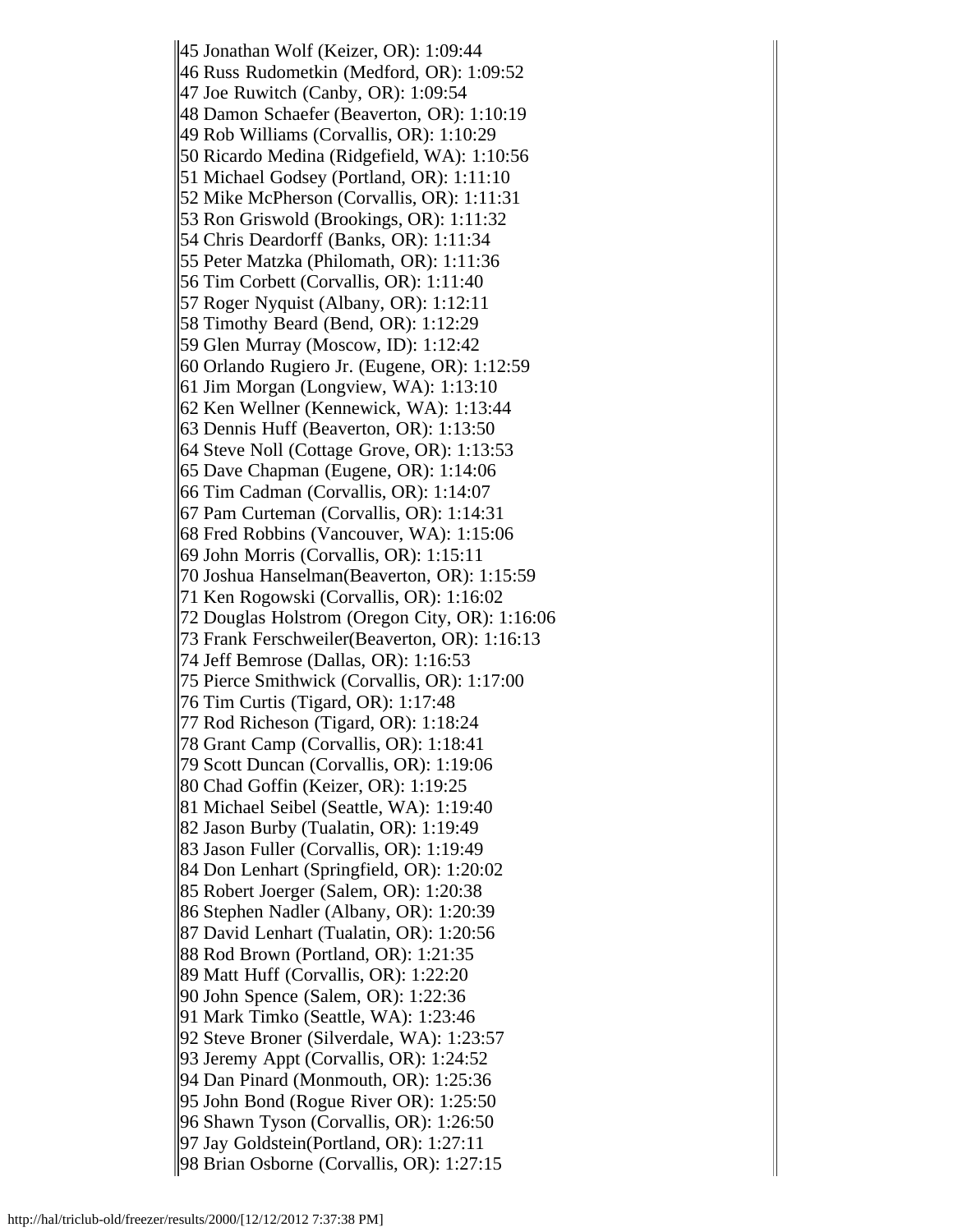45 Jonathan Wolf (Keizer, OR): 1:09:44
46 Russ Rudometkin (Medford, OR): 1:09:52
47 Joe Ruwitch (Canby, OR): 1:09:54
48 Damon Schaefer (Beaverton, OR): 1:10:19
49 Rob Williams (Corvallis, OR): 1:10:29
50 Ricardo Medina (Ridgefield, WA): 1:10:56
51 Michael Godsey (Portland, OR): 1:11:10
52 Mike McPherson (Corvallis, OR): 1:11:31
53 Ron Griswold (Brookings, OR): 1:11:32
54 Chris Deardorff (Banks, OR): 1:11:34
55 Peter Matzka (Philomath, OR): 1:11:36
56 Tim Corbett (Corvallis, OR): 1:11:40
57 Roger Nyquist (Albany, OR): 1:12:11
58 Timothy Beard (Bend, OR): 1:12:29
59 Glen Murray (Moscow, ID): 1:12:42
60 Orlando Rugiero Jr. (Eugene, OR): 1:12:59
61 Jim Morgan (Longview, WA): 1:13:10
62 Ken Wellner (Kennewick, WA): 1:13:44
63 Dennis Huff (Beaverton, OR): 1:13:50
64 Steve Noll (Cottage Grove, OR): 1:13:53
65 Dave Chapman (Eugene, OR): 1:14:06
66 Tim Cadman (Corvallis, OR): 1:14:07
67 Pam Curteman (Corvallis, OR): 1:14:31
68 Fred Robbins (Vancouver, WA): 1:15:06
69 John Morris (Corvallis, OR): 1:15:11
70 Joshua Hanselman(Beaverton, OR): 1:15:59
71 Ken Rogowski (Corvallis, OR): 1:16:02
72 Douglas Holstrom (Oregon City, OR): 1:16:06
73 Frank Ferschweiler(Beaverton, OR): 1:16:13
74 Jeff Bemrose (Dallas, OR): 1:16:53
75 Pierce Smithwick (Corvallis, OR): 1:17:00
76 Tim Curtis (Tigard, OR): 1:17:48
77 Rod Richeson (Tigard, OR): 1:18:24
78 Grant Camp (Corvallis, OR): 1:18:41
79 Scott Duncan (Corvallis, OR): 1:19:06
80 Chad Goffin (Keizer, OR): 1:19:25
81 Michael Seibel (Seattle, WA): 1:19:40
82 Jason Burby (Tualatin, OR): 1:19:49
83 Jason Fuller (Corvallis, OR): 1:19:49
84 Don Lenhart (Springfield, OR): 1:20:02
85 Robert Joerger (Salem, OR): 1:20:38
86 Stephen Nadler (Albany, OR): 1:20:39
87 David Lenhart (Tualatin, OR): 1:20:56
88 Rod Brown (Portland, OR): 1:21:35
89 Matt Huff (Corvallis, OR): 1:22:20
90 John Spence (Salem, OR): 1:22:36
91 Mark Timko (Seattle, WA): 1:23:46
92 Steve Broner (Silverdale, WA): 1:23:57
93 Jeremy Appt (Corvallis, OR): 1:24:52
94 Dan Pinard (Monmouth, OR): 1:25:36
95 John Bond (Rogue River OR): 1:25:50
96 Shawn Tyson (Corvallis, OR): 1:26:50
97 Jay Goldstein(Portland, OR): 1:27:11
98 Brian Osborne (Corvallis, OR): 1:27:15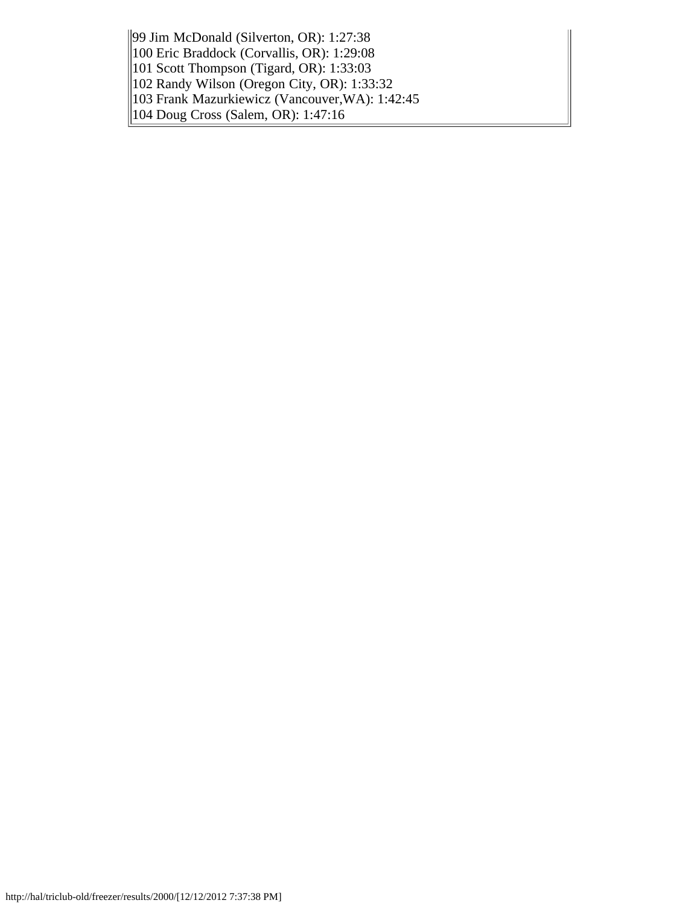99 Jim McDonald (Silverton, OR): 1:27:38
100 Eric Braddock (Corvallis, OR): 1:29:08
101 Scott Thompson (Tigard, OR): 1:33:03
102 Randy Wilson (Oregon City, OR): 1:33:32
103 Frank Mazurkiewicz (Vancouver,WA): 1:42:45
104 Doug Cross (Salem, OR): 1:47:16